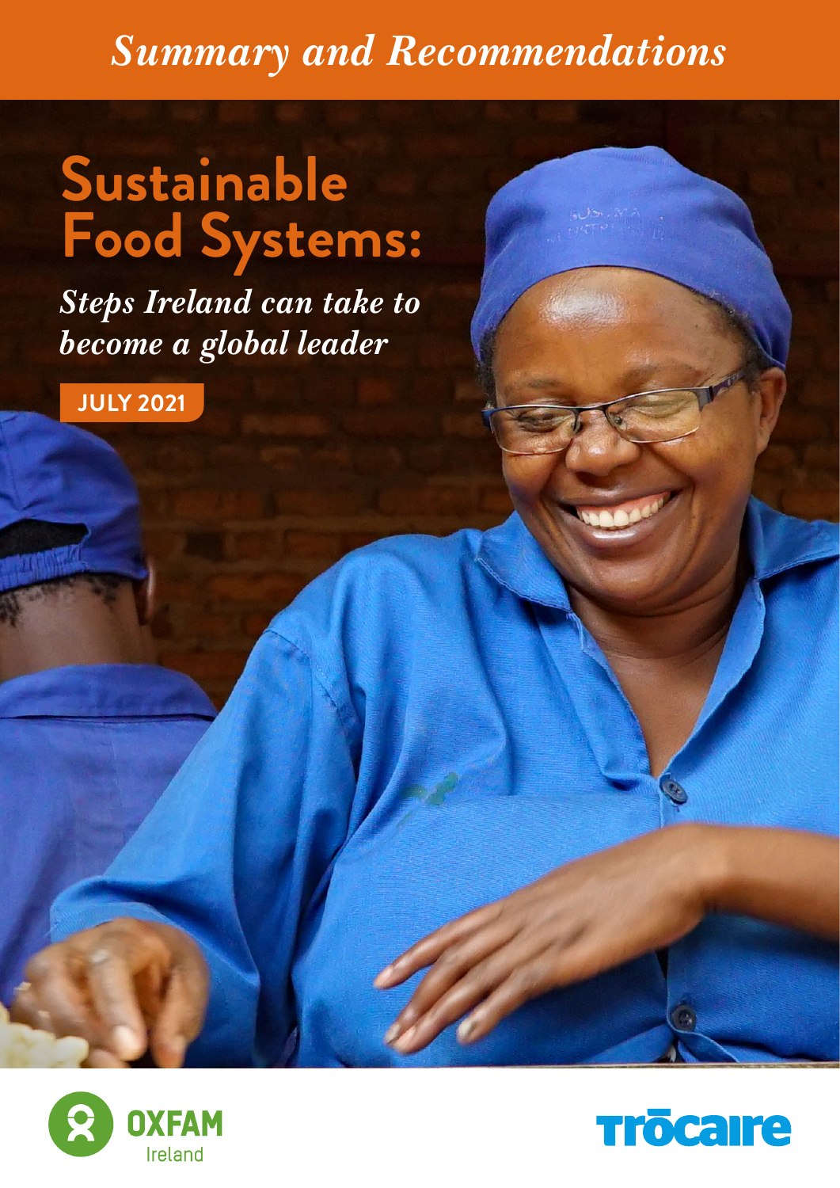*Summary and Recommendations*

# Sustainable Food Systems:

## *Steps Ireland can take to become a global leader*

**JULY 2021**

OXFAM Ireland

Trócaire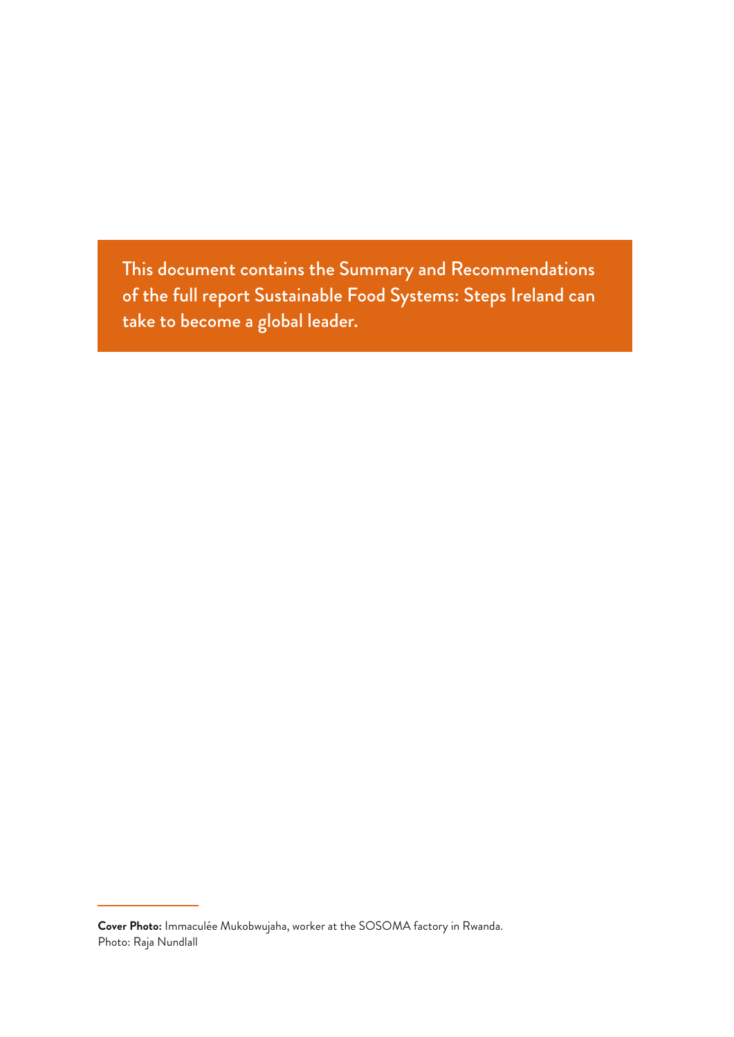This document contains the Summary and Recommendations of the full report Sustainable Food Systems: Steps Ireland can take to become a global leader.

---

**Cover Photo:** Immaculée Mukobwujaha, worker at the SOSOMA factory in Rwanda.
Photo: Raja Nundlall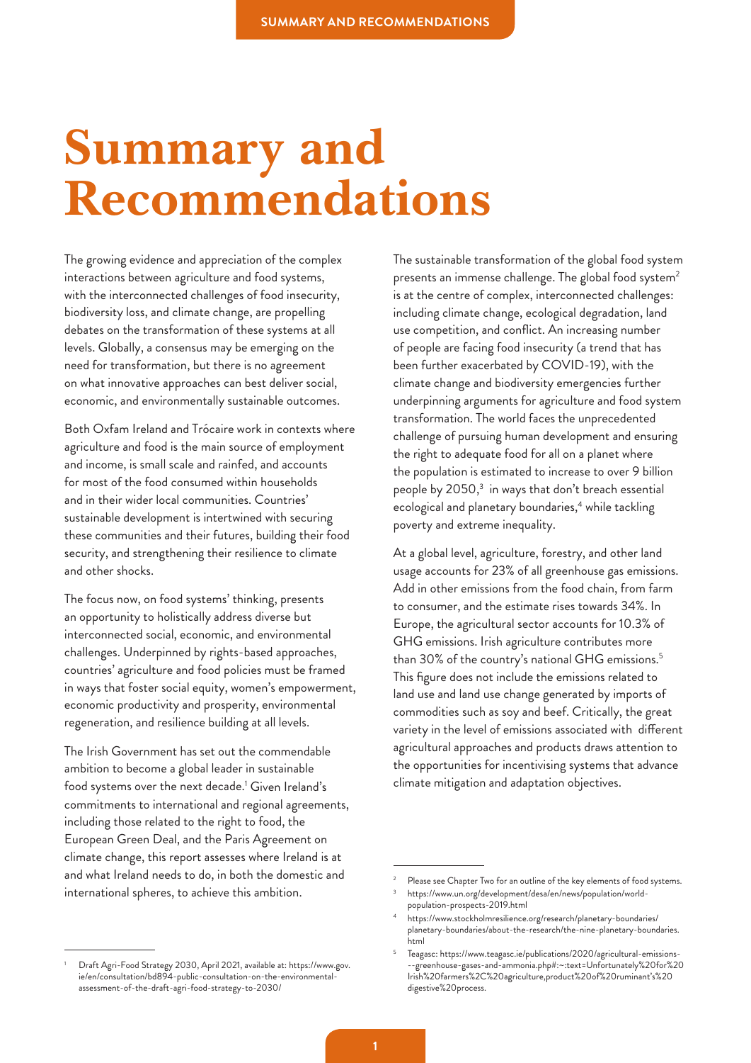# Summary and Recommendations

The growing evidence and appreciation of the complex interactions between agriculture and food systems, with the interconnected challenges of food insecurity, biodiversity loss, and climate change, are propelling debates on the transformation of these systems at all levels. Globally, a consensus may be emerging on the need for transformation, but there is no agreement on what innovative approaches can best deliver social, economic, and environmentally sustainable outcomes.

Both Oxfam Ireland and Trócaire work in contexts where agriculture and food is the main source of employment and income, is small scale and rainfed, and accounts for most of the food consumed within households and in their wider local communities. Countries' sustainable development is intertwined with securing these communities and their futures, building their food security, and strengthening their resilience to climate and other shocks.

The focus now, on food systems' thinking, presents an opportunity to holistically address diverse but interconnected social, economic, and environmental challenges. Underpinned by rights-based approaches, countries' agriculture and food policies must be framed in ways that foster social equity, women's empowerment, economic productivity and prosperity, environmental regeneration, and resilience building at all levels.

The Irish Government has set out the commendable ambition to become a global leader in sustainable food systems over the next decade.[1] Given Ireland's commitments to international and regional agreements, including those related to the right to food, the European Green Deal, and the Paris Agreement on climate change, this report assesses where Ireland is at and what Ireland needs to do, in both the domestic and international spheres, to achieve this ambition.

The sustainable transformation of the global food system presents an immense challenge. The global food system[2] is at the centre of complex, interconnected challenges: including climate change, ecological degradation, land use competition, and conflict. An increasing number of people are facing food insecurity (a trend that has been further exacerbated by COVID-19), with the climate change and biodiversity emergencies further underpinning arguments for agriculture and food system transformation. The world faces the unprecedented challenge of pursuing human development and ensuring the right to adequate food for all on a planet where the population is estimated to increase to over 9 billion people by 2050,[3] in ways that don't breach essential ecological and planetary boundaries,[4] while tackling poverty and extreme inequality.

At a global level, agriculture, forestry, and other land usage accounts for 23% of all greenhouse gas emissions. Add in other emissions from the food chain, from farm to consumer, and the estimate rises towards 34%. In Europe, the agricultural sector accounts for 10.3% of GHG emissions. Irish agriculture contributes more than 30% of the country's national GHG emissions.[5] This figure does not include the emissions related to land use and land use change generated by imports of commodities such as soy and beef. Critically, the great variety in the level of emissions associated with different agricultural approaches and products draws attention to the opportunities for incentivising systems that advance climate mitigation and adaptation objectives.

---

[1] Draft Agri-Food Strategy 2030, April 2021, available at: https://www.gov.ie/en/consultation/bd894-public-consultation-on-the-environmental-assessment-of-the-draft-agri-food-strategy-to-2030/

[2] Please see Chapter Two for an outline of the key elements of food systems.

[3] https://www.un.org/development/desa/en/news/population/world-population-prospects-2019.html

[4] https://www.stockholmresilience.org/research/planetary-boundaries/planetary-boundaries/about-the-research/the-nine-planetary-boundaries.html

[5] Teagasc: https://www.teagasc.ie/publications/2020/agricultural-emissions---greenhouse-gases-and-ammonia.php#:~:text=Unfortunately%20for%20Irish%20farmers%2C%20agriculture,product%20of%20ruminant's%20digestive%20process.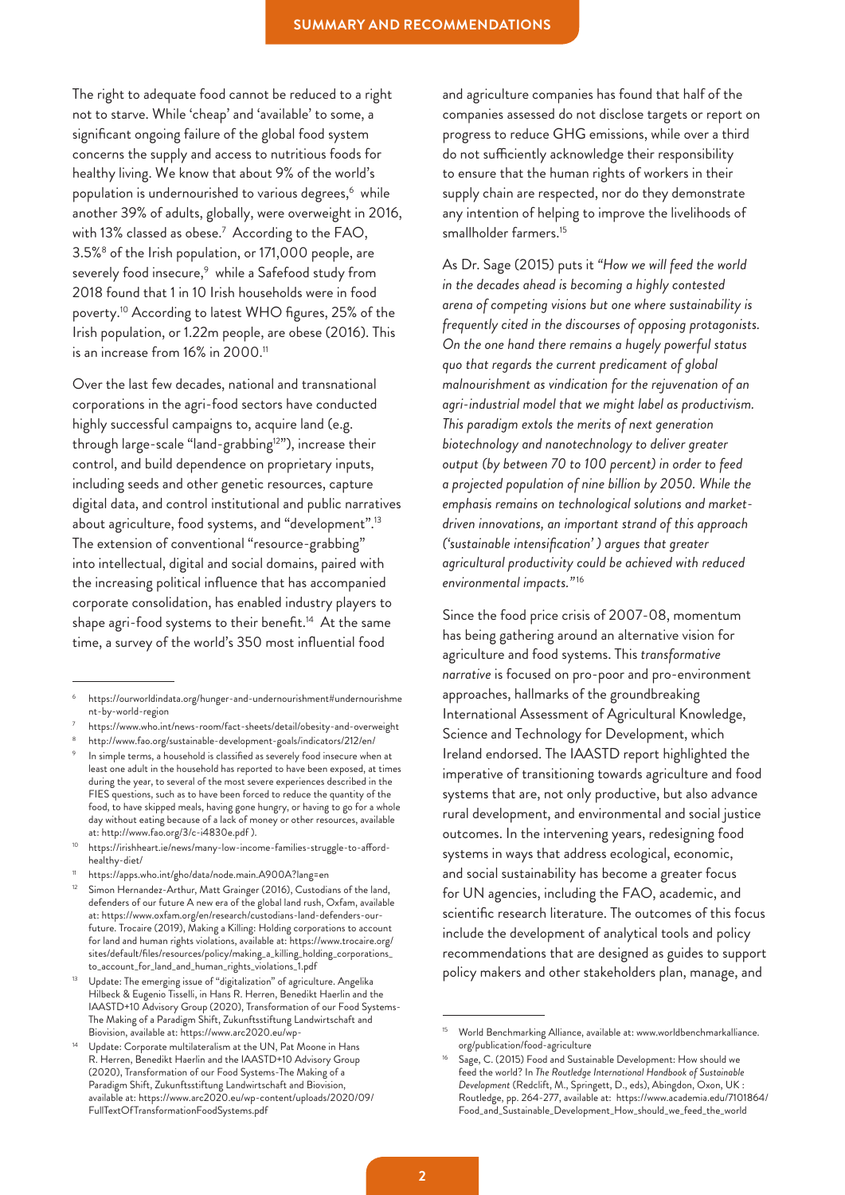The right to adequate food cannot be reduced to a right not to starve. While 'cheap' and 'available' to some, a significant ongoing failure of the global food system concerns the supply and access to nutritious foods for healthy living. We know that about 9% of the world's population is undernourished to various degrees,[6] while another 39% of adults, globally, were overweight in 2016, with 13% classed as obese.[7] According to the FAO, 3.5%[8] of the Irish population, or 171,000 people, are severely food insecure,[9] while a Safefood study from 2018 found that 1 in 10 Irish households were in food poverty.[10] According to latest WHO figures, 25% of the Irish population, or 1.22m people, are obese (2016). This is an increase from 16% in 2000.[11]

Over the last few decades, national and transnational corporations in the agri-food sectors have conducted highly successful campaigns to, acquire land (e.g. through large-scale "land-grabbing[12]"), increase their control, and build dependence on proprietary inputs, including seeds and other genetic resources, capture digital data, and control institutional and public narratives about agriculture, food systems, and "development".[13] The extension of conventional "resource-grabbing" into intellectual, digital and social domains, paired with the increasing political influence that has accompanied corporate consolidation, has enabled industry players to shape agri-food systems to their benefit.[14] At the same time, a survey of the world's 350 most influential food and agriculture companies has found that half of the companies assessed do not disclose targets or report on progress to reduce GHG emissions, while over a third do not sufficiently acknowledge their responsibility to ensure that the human rights of workers in their supply chain are respected, nor do they demonstrate any intention of helping to improve the livelihoods of smallholder farmers.[15]

As Dr. Sage (2015) puts it *"How we will feed the world in the decades ahead is becoming a highly contested arena of competing visions but one where sustainability is frequently cited in the discourses of opposing protagonists. On the one hand there remains a hugely powerful status quo that regards the current predicament of global malnourishment as vindication for the rejuvenation of an agri-industrial model that we might label as productivism. This paradigm extols the merits of next generation biotechnology and nanotechnology to deliver greater output (by between 70 to 100 percent) in order to feed a projected population of nine billion by 2050. While the emphasis remains on technological solutions and market-driven innovations, an important strand of this approach ('sustainable intensification' ) argues that greater agricultural productivity could be achieved with reduced environmental impacts."*[16]

Since the food price crisis of 2007-08, momentum has being gathering around an alternative vision for agriculture and food systems. This *transformative narrative* is focused on pro-poor and pro-environment approaches, hallmarks of the groundbreaking International Assessment of Agricultural Knowledge, Science and Technology for Development, which Ireland endorsed. The IAASTD report highlighted the imperative of transitioning towards agriculture and food systems that are, not only productive, but also advance rural development, and environmental and social justice outcomes. In the intervening years, redesigning food systems in ways that address ecological, economic, and social sustainability has become a greater focus for UN agencies, including the FAO, academic, and scientific research literature. The outcomes of this focus include the development of analytical tools and policy recommendations that are designed as guides to support policy makers and other stakeholders plan, manage, and

---

[6] https://ourworldindata.org/hunger-and-undernourishment#undernourishment-by-world-region

[7] https://www.who.int/news-room/fact-sheets/detail/obesity-and-overweight

[8] http://www.fao.org/sustainable-development-goals/indicators/212/en/

[9] In simple terms, a household is classified as severely food insecure when at least one adult in the household has reported to have been exposed, at times during the year, to several of the most severe experiences described in the FIES questions, such as to have been forced to reduce the quantity of the food, to have skipped meals, having gone hungry, or having to go for a whole day without eating because of a lack of money or other resources, available at: http://www.fao.org/3/c-i4830e.pdf ).

[10] https://irishheart.ie/news/many-low-income-families-struggle-to-afford-healthy-diet/

[11] https://apps.who.int/gho/data/node.main.A900A?lang=en

[12] Simon Hernandez-Arthur, Matt Grainger (2016), Custodians of the land, defenders of our future A new era of the global land rush, Oxfam, available at: https://www.oxfam.org/en/research/custodians-land-defenders-our-future. Trocaire (2019), Making a Killing: Holding corporations to account for land and human rights violations, available at: https://www.trocaire.org/sites/default/files/resources/policy/making_a_killing_holding_corporations_to_account_for_land_and_human_rights_violations_1.pdf

[13] Update: The emerging issue of "digitalization" of agriculture. Angelika Hilbeck & Eugenio Tisselli, in Hans R. Herren, Benedikt Haerlin and the IAASTD+10 Advisory Group (2020), Transformation of our Food Systems-The Making of a Paradigm Shift, Zukunftsstiftung Landwirtschaft and Biovision, available at: https://www.arc2020.eu/wp-

[14] Update: Corporate multilateralism at the UN, Pat Moone in Hans R. Herren, Benedikt Haerlin and the IAASTD+10 Advisory Group (2020), Transformation of our Food Systems-The Making of a Paradigm Shift, Zukunftsstiftung Landwirtschaft and Biovision, available at: https://www.arc2020.eu/wp-content/uploads/2020/09/FullTextOfTransformationFoodSystems.pdf

[15] World Benchmarking Alliance, available at: www.worldbenchmarkalliance.org/publication/food-agriculture

[16] Sage, C. (2015) Food and Sustainable Development: How should we feed the world? In *The Routledge International Handbook of Sustainable Development* (Redclift, M., Springett, D., eds), Abingdon, Oxon, UK : Routledge, pp. 264-277, available at: https://www.academia.edu/7101864/Food_and_Sustainable_Development_How_should_we_feed_the_world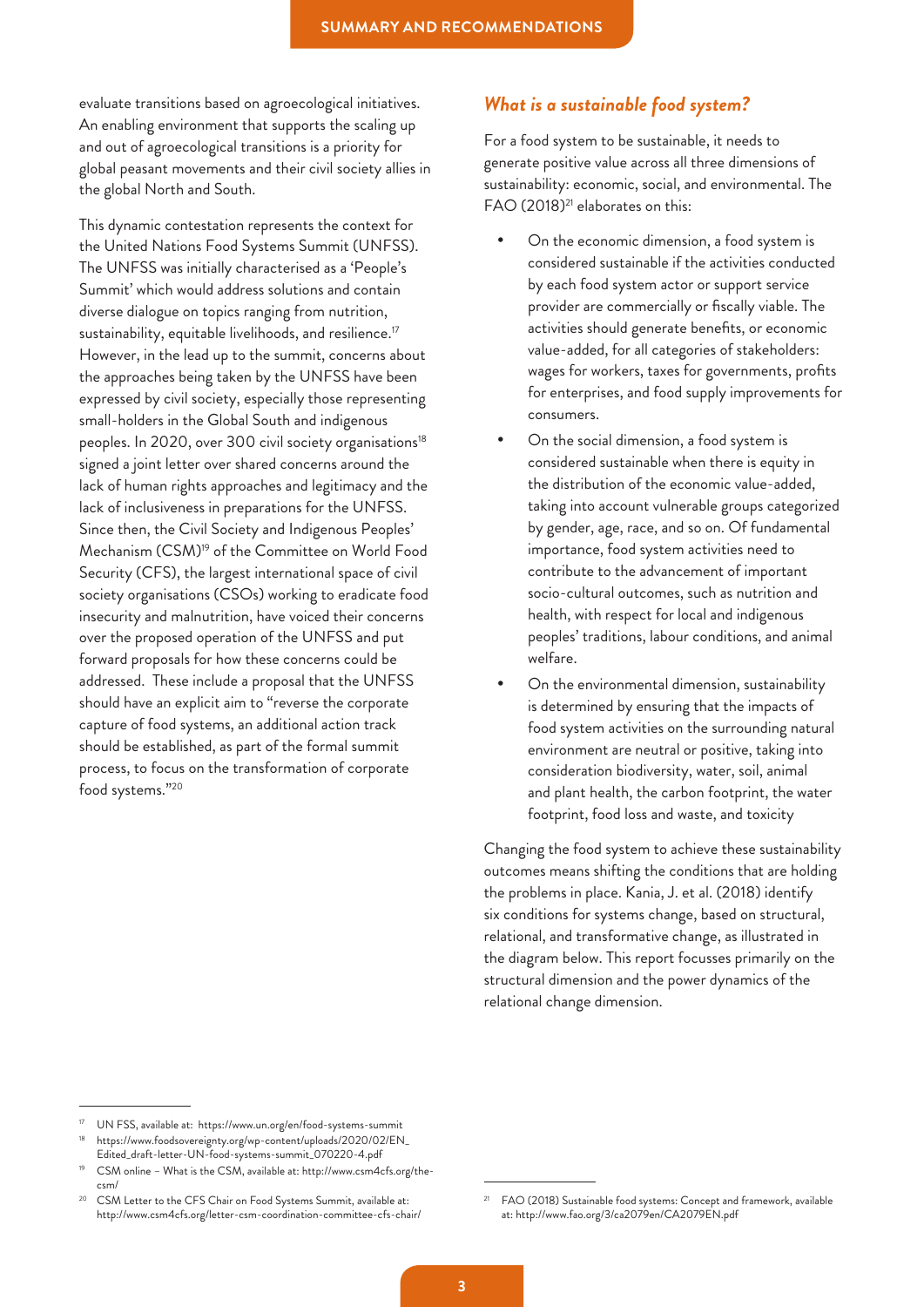evaluate transitions based on agroecological initiatives. An enabling environment that supports the scaling up and out of agroecological transitions is a priority for global peasant movements and their civil society allies in the global North and South.

This dynamic contestation represents the context for the United Nations Food Systems Summit (UNFSS). The UNFSS was initially characterised as a 'People's Summit' which would address solutions and contain diverse dialogue on topics ranging from nutrition, sustainability, equitable livelihoods, and resilience.[17] However, in the lead up to the summit, concerns about the approaches being taken by the UNFSS have been expressed by civil society, especially those representing small-holders in the Global South and indigenous peoples. In 2020, over 300 civil society organisations[18] signed a joint letter over shared concerns around the lack of human rights approaches and legitimacy and the lack of inclusiveness in preparations for the UNFSS. Since then, the Civil Society and Indigenous Peoples' Mechanism (CSM)[19] of the Committee on World Food Security (CFS), the largest international space of civil society organisations (CSOs) working to eradicate food insecurity and malnutrition, have voiced their concerns over the proposed operation of the UNFSS and put forward proposals for how these concerns could be addressed. These include a proposal that the UNFSS should have an explicit aim to "reverse the corporate capture of food systems, an additional action track should be established, as part of the formal summit process, to focus on the transformation of corporate food systems."[20]

## *What is a sustainable food system?*

For a food system to be sustainable, it needs to generate positive value across all three dimensions of sustainability: economic, social, and environmental. The FAO (2018)[21] elaborates on this:

- On the economic dimension, a food system is considered sustainable if the activities conducted by each food system actor or support service provider are commercially or fiscally viable. The activities should generate benefits, or economic value-added, for all categories of stakeholders: wages for workers, taxes for governments, profits for enterprises, and food supply improvements for consumers.
- On the social dimension, a food system is considered sustainable when there is equity in the distribution of the economic value-added, taking into account vulnerable groups categorized by gender, age, race, and so on. Of fundamental importance, food system activities need to contribute to the advancement of important socio-cultural outcomes, such as nutrition and health, with respect for local and indigenous peoples' traditions, labour conditions, and animal welfare.
- On the environmental dimension, sustainability is determined by ensuring that the impacts of food system activities on the surrounding natural environment are neutral or positive, taking into consideration biodiversity, water, soil, animal and plant health, the carbon footprint, the water footprint, food loss and waste, and toxicity

Changing the food system to achieve these sustainability outcomes means shifting the conditions that are holding the problems in place. Kania, J. et al. (2018) identify six conditions for systems change, based on structural, relational, and transformative change, as illustrated in the diagram below. This report focusses primarily on the structural dimension and the power dynamics of the relational change dimension.

---

[17] UN FSS, available at: https://www.un.org/en/food-systems-summit

[18] https://www.foodsovereignty.org/wp-content/uploads/2020/02/EN_Edited_draft-letter-UN-food-systems-summit_070220-4.pdf

[19] CSM online – What is the CSM, available at: http://www.csm4cfs.org/the-csm/

[20] CSM Letter to the CFS Chair on Food Systems Summit, available at: http://www.csm4cfs.org/letter-csm-coordination-committee-cfs-chair/

[21] FAO (2018) Sustainable food systems: Concept and framework, available at: http://www.fao.org/3/ca2079en/CA2079EN.pdf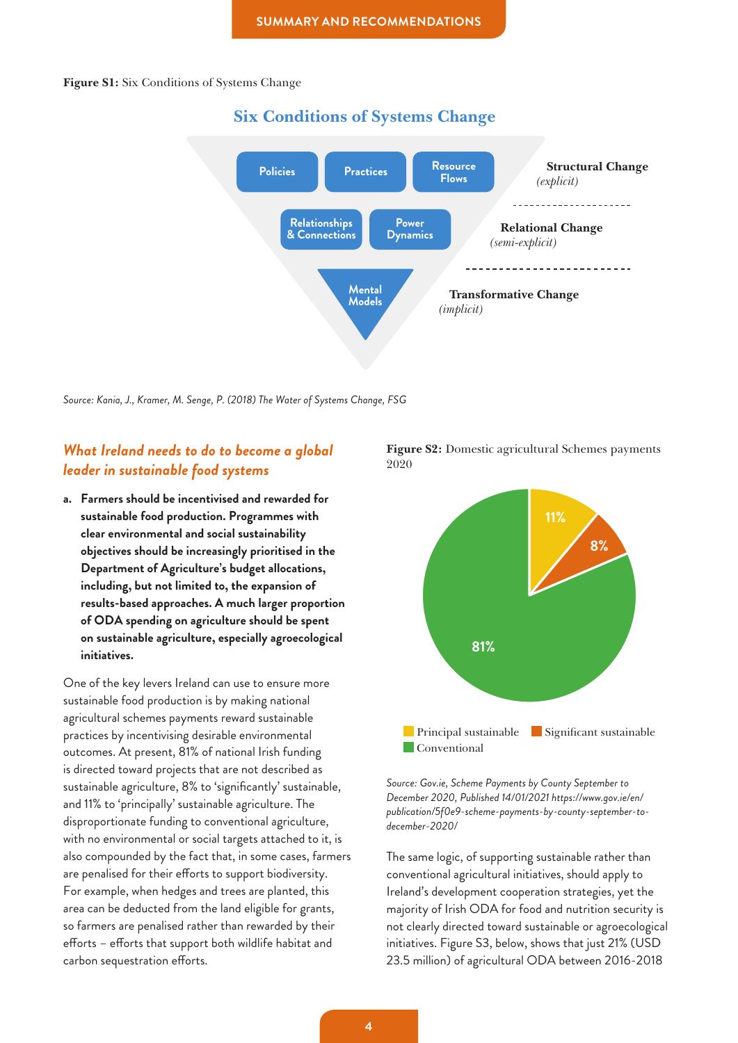**Figure S1:** Six Conditions of Systems Change

## Six Conditions of Systems Change

- Policies
- Practices
- Resource Flows

**Structural Change** *(explicit)*

- Relationships & Connections
- Power Dynamics

**Relational Change** *(semi-explicit)*

- Mental Models

**Transformative Change** *(implicit)*

*Source: Kania, J., Kramer, M. Senge, P. (2018) The Water of Systems Change, FSG*

## *What Ireland needs to do to become a global leader in sustainable food systems*

**a. Farmers should be incentivised and rewarded for sustainable food production. Programmes with clear environmental and social sustainability objectives should be increasingly prioritised in the Department of Agriculture's budget allocations, including, but not limited to, the expansion of results-based approaches. A much larger proportion of ODA spending on agriculture should be spent on sustainable agriculture, especially agroecological initiatives.**

One of the key levers Ireland can use to ensure more sustainable food production is by making national agricultural schemes payments reward sustainable practices by incentivising desirable environmental outcomes. At present, 81% of national Irish funding is directed toward projects that are not described as sustainable agriculture, 8% to 'significantly' sustainable, and 11% to 'principally' sustainable agriculture. The disproportionate funding to conventional agriculture, with no environmental or social targets attached to it, is also compounded by the fact that, in some cases, farmers are penalised for their efforts to support biodiversity. For example, when hedges and trees are planted, this area can be deducted from the land eligible for grants, so farmers are penalised rather than rewarded by their efforts – efforts that support both wildlife habitat and carbon sequestration efforts.

**Figure S2:** Domestic agricultural Schemes payments 2020

| Category | Share |
| --- | --- |
| Principal sustainable | 11% |
| Significant sustainable | 8% |
| Conventional | 81% |

*Source: Gov.ie, Scheme Payments by County September to December 2020, Published 14/01/2021 https://www.gov.ie/en/publication/5f0e9-scheme-payments-by-county-september-to-december-2020/*

The same logic, of supporting sustainable rather than conventional agricultural initiatives, should apply to Ireland's development cooperation strategies, yet the majority of Irish ODA for food and nutrition security is not clearly directed toward sustainable or agroecological initiatives. Figure S3, below, shows that just 21% (USD 23.5 million) of agricultural ODA between 2016-2018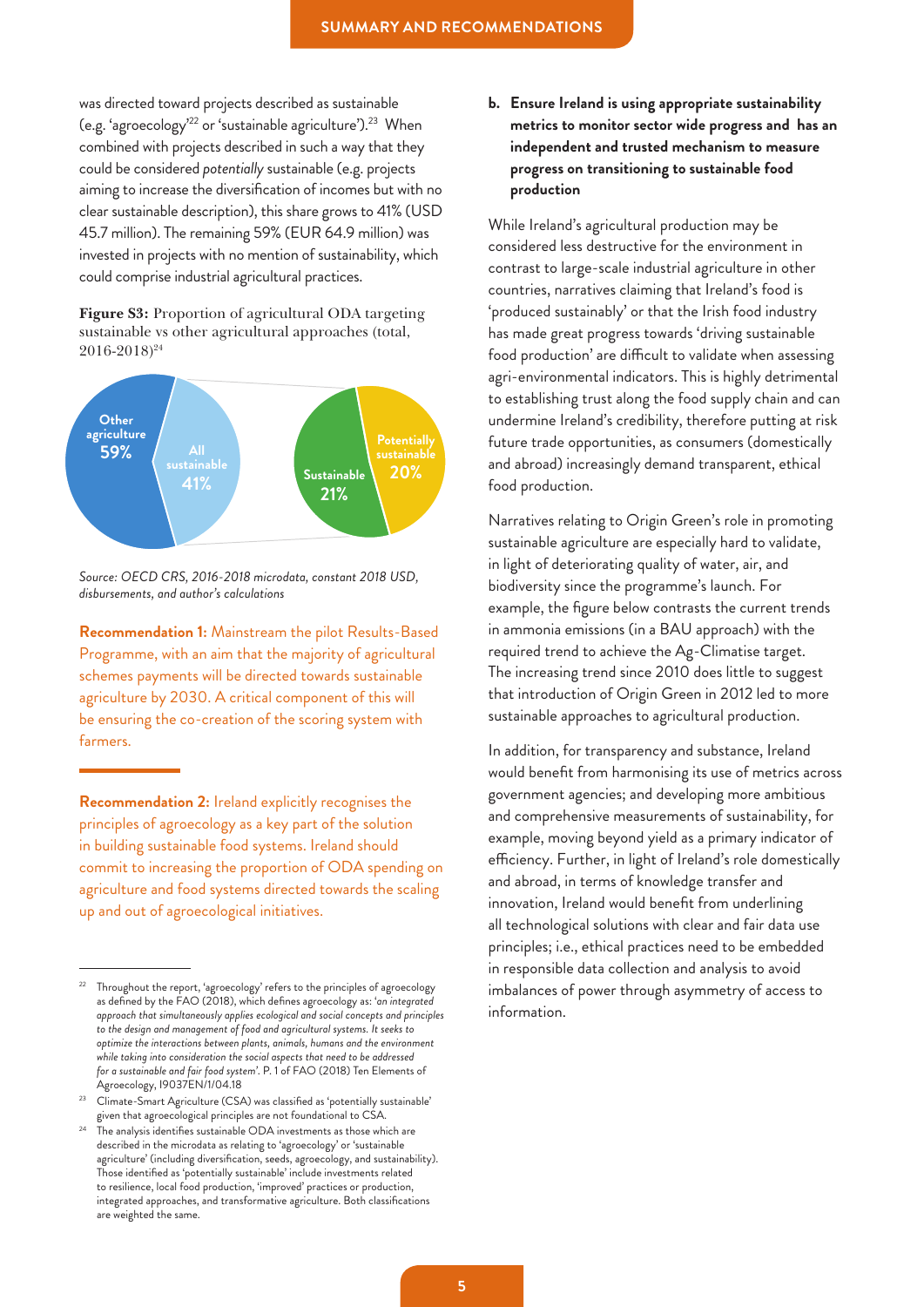was directed toward projects described as sustainable (e.g. 'agroecology'[22] or 'sustainable agriculture').[23] When combined with projects described in such a way that they could be considered *potentially* sustainable (e.g. projects aiming to increase the diversification of incomes but with no clear sustainable description), this share grows to 41% (USD 45.7 million). The remaining 59% (EUR 64.9 million) was invested in projects with no mention of sustainability, which could comprise industrial agricultural practices.

**Figure S3:** Proportion of agricultural ODA targeting sustainable vs other agricultural approaches (total, 2016-2018)[24]

| Category | Share |
|---|---|
| Other agriculture | 59% |
| All sustainable | 41% |
| Sustainable | 21% |
| Potentially sustainable | 20% |

*Source: OECD CRS, 2016-2018 microdata, constant 2018 USD, disbursements, and author's calculations*

**Recommendation 1:** Mainstream the pilot Results-Based Programme, with an aim that the majority of agricultural schemes payments will be directed towards sustainable agriculture by 2030. A critical component of this will be ensuring the co-creation of the scoring system with farmers.

**Recommendation 2:** Ireland explicitly recognises the principles of agroecology as a key part of the solution in building sustainable food systems. Ireland should commit to increasing the proportion of ODA spending on agriculture and food systems directed towards the scaling up and out of agroecological initiatives.

**b. Ensure Ireland is using appropriate sustainability metrics to monitor sector wide progress and has an independent and trusted mechanism to measure progress on transitioning to sustainable food production**

While Ireland's agricultural production may be considered less destructive for the environment in contrast to large-scale industrial agriculture in other countries, narratives claiming that Ireland's food is 'produced sustainably' or that the Irish food industry has made great progress towards 'driving sustainable food production' are difficult to validate when assessing agri-environmental indicators. This is highly detrimental to establishing trust along the food supply chain and can undermine Ireland's credibility, therefore putting at risk future trade opportunities, as consumers (domestically and abroad) increasingly demand transparent, ethical food production.

Narratives relating to Origin Green's role in promoting sustainable agriculture are especially hard to validate, in light of deteriorating quality of water, air, and biodiversity since the programme's launch. For example, the figure below contrasts the current trends in ammonia emissions (in a BAU approach) with the required trend to achieve the Ag-Climatise target. The increasing trend since 2010 does little to suggest that introduction of Origin Green in 2012 led to more sustainable approaches to agricultural production.

In addition, for transparency and substance, Ireland would benefit from harmonising its use of metrics across government agencies; and developing more ambitious and comprehensive measurements of sustainability, for example, moving beyond yield as a primary indicator of efficiency. Further, in light of Ireland's role domestically and abroad, in terms of knowledge transfer and innovation, Ireland would benefit from underlining all technological solutions with clear and fair data use principles; i.e., ethical practices need to be embedded in responsible data collection and analysis to avoid imbalances of power through asymmetry of access to information.

---

[22] Throughout the report, 'agroecology' refers to the principles of agroecology as defined by the FAO (2018), which defines agroecology as: '*an integrated approach that simultaneously applies ecological and social concepts and principles to the design and management of food and agricultural systems. It seeks to optimize the interactions between plants, animals, humans and the environment while taking into consideration the social aspects that need to be addressed for a sustainable and fair food system*'. P. 1 of FAO (2018) Ten Elements of Agroecology, I9037EN/1/04.18

[23] Climate-Smart Agriculture (CSA) was classified as 'potentially sustainable' given that agroecological principles are not foundational to CSA.

[24] The analysis identifies sustainable ODA investments as those which are described in the microdata as relating to 'agroecology' or 'sustainable agriculture' (including diversification, seeds, agroecology, and sustainability). Those identified as 'potentially sustainable' include investments related to resilience, local food production, 'improved' practices or production, integrated approaches, and transformative agriculture. Both classifications are weighted the same.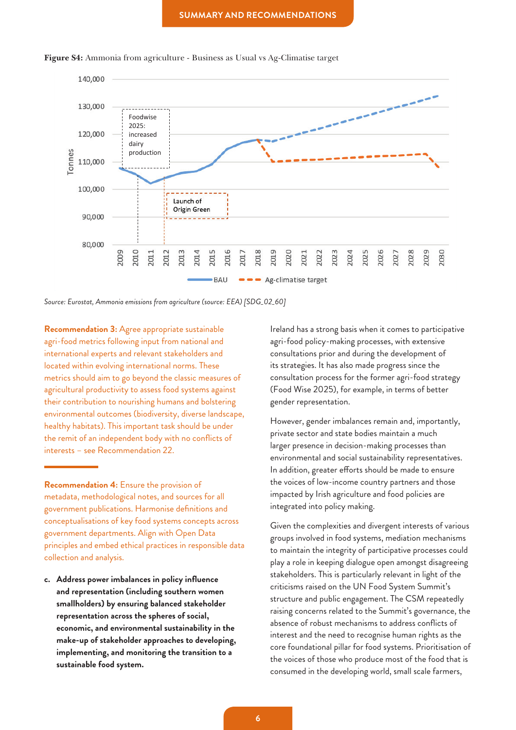**Figure S4:** Ammonia from agriculture - Business as Usual vs Ag-Climatise target

*Source: Eurostat, Ammonia emissions from agriculture (source: EEA) [SDG_02_60]*

**Recommendation 3:** Agree appropriate sustainable agri-food metrics following input from national and international experts and relevant stakeholders and located within evolving international norms. These metrics should aim to go beyond the classic measures of agricultural productivity to assess food systems against their contribution to nourishing humans and bolstering environmental outcomes (biodiversity, diverse landscape, healthy habitats). This important task should be under the remit of an independent body with no conflicts of interests – see Recommendation 22.

**Recommendation 4:** Ensure the provision of metadata, methodological notes, and sources for all government publications. Harmonise definitions and conceptualisations of key food systems concepts across government departments. Align with Open Data principles and embed ethical practices in responsible data collection and analysis.

c. **Address power imbalances in policy influence and representation (including southern women smallholders) by ensuring balanced stakeholder representation across the spheres of social, economic, and environmental sustainability in the make-up of stakeholder approaches to developing, implementing, and monitoring the transition to a sustainable food system.**

Ireland has a strong basis when it comes to participative agri-food policy-making processes, with extensive consultations prior and during the development of its strategies. It has also made progress since the consultation process for the former agri-food strategy (Food Wise 2025), for example, in terms of better gender representation.

However, gender imbalances remain and, importantly, private sector and state bodies maintain a much larger presence in decision-making processes than environmental and social sustainability representatives. In addition, greater efforts should be made to ensure the voices of low-income country partners and those impacted by Irish agriculture and food policies are integrated into policy making.

Given the complexities and divergent interests of various groups involved in food systems, mediation mechanisms to maintain the integrity of participative processes could play a role in keeping dialogue open amongst disagreeing stakeholders. This is particularly relevant in light of the criticisms raised on the UN Food System Summit's structure and public engagement. The CSM repeatedly raising concerns related to the Summit's governance, the absence of robust mechanisms to address conflicts of interest and the need to recognise human rights as the core foundational pillar for food systems. Prioritisation of the voices of those who produce most of the food that is consumed in the developing world, small scale farmers,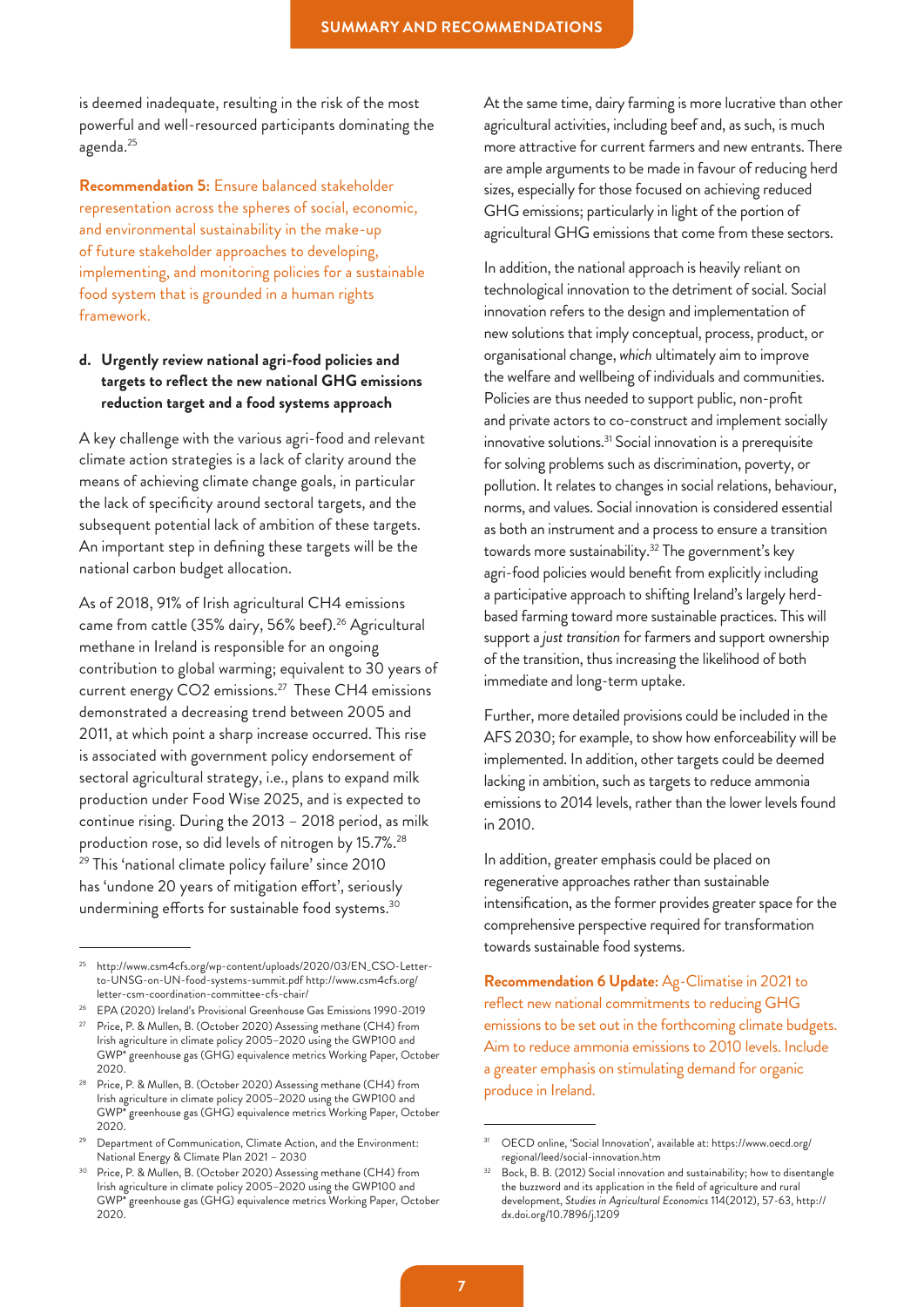is deemed inadequate, resulting in the risk of the most powerful and well-resourced participants dominating the agenda.[25]

**Recommendation 5:** Ensure balanced stakeholder representation across the spheres of social, economic, and environmental sustainability in the make-up of future stakeholder approaches to developing, implementing, and monitoring policies for a sustainable food system that is grounded in a human rights framework.

**d. Urgently review national agri-food policies and targets to reflect the new national GHG emissions reduction target and a food systems approach**

A key challenge with the various agri-food and relevant climate action strategies is a lack of clarity around the means of achieving climate change goals, in particular the lack of specificity around sectoral targets, and the subsequent potential lack of ambition of these targets. An important step in defining these targets will be the national carbon budget allocation.

As of 2018, 91% of Irish agricultural $CH_4$ emissions came from cattle (35% dairy, 56% beef).[26] Agricultural methane in Ireland is responsible for an ongoing contribution to global warming; equivalent to 30 years of current energy $CO_2$ emissions.[27] These $CH_4$ emissions demonstrated a decreasing trend between 2005 and 2011, at which point a sharp increase occurred. This rise is associated with government policy endorsement of sectoral agricultural strategy, i.e., plans to expand milk production under Food Wise 2025, and is expected to continue rising. During the 2013 – 2018 period, as milk production rose, so did levels of nitrogen by 15.7%.[28] [29] This 'national climate policy failure' since 2010 has 'undone 20 years of mitigation effort', seriously undermining efforts for sustainable food systems.[30]

At the same time, dairy farming is more lucrative than other agricultural activities, including beef and, as such, is much more attractive for current farmers and new entrants. There are ample arguments to be made in favour of reducing herd sizes, especially for those focused on achieving reduced GHG emissions; particularly in light of the portion of agricultural GHG emissions that come from these sectors.

In addition, the national approach is heavily reliant on technological innovation to the detriment of social. Social innovation refers to the design and implementation of new solutions that imply conceptual, process, product, or organisational change, *which* ultimately aim to improve the welfare and wellbeing of individuals and communities. Policies are thus needed to support public, non-profit and private actors to co-construct and implement socially innovative solutions.[31] Social innovation is a prerequisite for solving problems such as discrimination, poverty, or pollution. It relates to changes in social relations, behaviour, norms, and values. Social innovation is considered essential as both an instrument and a process to ensure a transition towards more sustainability.[32] The government's key agri-food policies would benefit from explicitly including a participative approach to shifting Ireland's largely herd-based farming toward more sustainable practices. This will support a *just transition* for farmers and support ownership of the transition, thus increasing the likelihood of both immediate and long-term uptake.

Further, more detailed provisions could be included in the AFS 2030; for example, to show how enforceability will be implemented. In addition, other targets could be deemed lacking in ambition, such as targets to reduce ammonia emissions to 2014 levels, rather than the lower levels found in 2010.

In addition, greater emphasis could be placed on regenerative approaches rather than sustainable intensification, as the former provides greater space for the comprehensive perspective required for transformation towards sustainable food systems.

**Recommendation 6 Update:** Ag-Climatise in 2021 to reflect new national commitments to reducing GHG emissions to be set out in the forthcoming climate budgets. Aim to reduce ammonia emissions to 2010 levels. Include a greater emphasis on stimulating demand for organic produce in Ireland.

---

[25] http://www.csm4cfs.org/wp-content/uploads/2020/03/EN_CSO-Letter-to-UNSG-on-UN-food-systems-summit.pdf http://www.csm4cfs.org/letter-csm-coordination-committee-cfs-chair/

[26] EPA (2020) Ireland's Provisional Greenhouse Gas Emissions 1990-2019

[27] Price, P. & Mullen, B. (October 2020) Assessing methane (CH4) from Irish agriculture in climate policy 2005–2020 using the GWP100 and GWP* greenhouse gas (GHG) equivalence metrics Working Paper, October 2020.

[28] Price, P. & Mullen, B. (October 2020) Assessing methane (CH4) from Irish agriculture in climate policy 2005–2020 using the GWP100 and GWP* greenhouse gas (GHG) equivalence metrics Working Paper, October 2020.

[29] Department of Communication, Climate Action, and the Environment: National Energy & Climate Plan 2021 – 2030

[30] Price, P. & Mullen, B. (October 2020) Assessing methane (CH4) from Irish agriculture in climate policy 2005–2020 using the GWP100 and GWP* greenhouse gas (GHG) equivalence metrics Working Paper, October 2020.

[31] OECD online, 'Social Innovation', available at: https://www.oecd.org/regional/leed/social-innovation.htm

[32] Bock, B. B. (2012) Social innovation and sustainability; how to disentangle the buzzword and its application in the field of agriculture and rural development, *Studies in Agricultural Economics* 114(2012), 57-63, http://dx.doi.org/10.7896/j.1209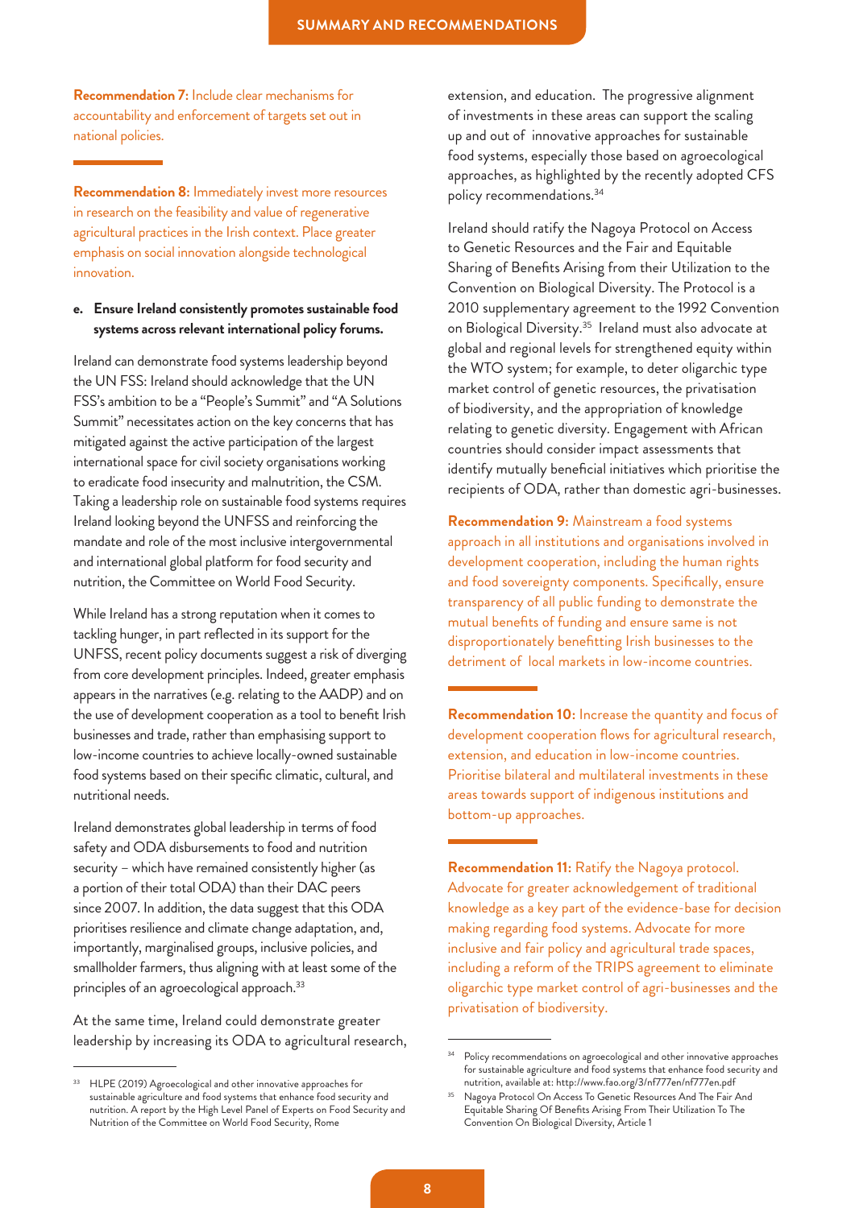**Recommendation 7:** Include clear mechanisms for accountability and enforcement of targets set out in national policies.

**Recommendation 8:** Immediately invest more resources in research on the feasibility and value of regenerative agricultural practices in the Irish context. Place greater emphasis on social innovation alongside technological innovation.

**e. Ensure Ireland consistently promotes sustainable food systems across relevant international policy forums.**

Ireland can demonstrate food systems leadership beyond the UN FSS: Ireland should acknowledge that the UN FSS's ambition to be a "People's Summit" and "A Solutions Summit" necessitates action on the key concerns that has mitigated against the active participation of the largest international space for civil society organisations working to eradicate food insecurity and malnutrition, the CSM. Taking a leadership role on sustainable food systems requires Ireland looking beyond the UNFSS and reinforcing the mandate and role of the most inclusive intergovernmental and international global platform for food security and nutrition, the Committee on World Food Security.

While Ireland has a strong reputation when it comes to tackling hunger, in part reflected in its support for the UNFSS, recent policy documents suggest a risk of diverging from core development principles. Indeed, greater emphasis appears in the narratives (e.g. relating to the AADP) and on the use of development cooperation as a tool to benefit Irish businesses and trade, rather than emphasising support to low-income countries to achieve locally-owned sustainable food systems based on their specific climatic, cultural, and nutritional needs.

Ireland demonstrates global leadership in terms of food safety and ODA disbursements to food and nutrition security – which have remained consistently higher (as a portion of their total ODA) than their DAC peers since 2007. In addition, the data suggest that this ODA prioritises resilience and climate change adaptation, and, importantly, marginalised groups, inclusive policies, and smallholder farmers, thus aligning with at least some of the principles of an agroecological approach.[33]

At the same time, Ireland could demonstrate greater leadership by increasing its ODA to agricultural research, extension, and education. The progressive alignment of investments in these areas can support the scaling up and out of innovative approaches for sustainable food systems, especially those based on agroecological approaches, as highlighted by the recently adopted CFS policy recommendations.[34]

Ireland should ratify the Nagoya Protocol on Access to Genetic Resources and the Fair and Equitable Sharing of Benefits Arising from their Utilization to the Convention on Biological Diversity. The Protocol is a 2010 supplementary agreement to the 1992 Convention on Biological Diversity.[35] Ireland must also advocate at global and regional levels for strengthened equity within the WTO system; for example, to deter oligarchic type market control of genetic resources, the privatisation of biodiversity, and the appropriation of knowledge relating to genetic diversity. Engagement with African countries should consider impact assessments that identify mutually beneficial initiatives which prioritise the recipients of ODA, rather than domestic agri-businesses.

**Recommendation 9:** Mainstream a food systems approach in all institutions and organisations involved in development cooperation, including the human rights and food sovereignty components. Specifically, ensure transparency of all public funding to demonstrate the mutual benefits of funding and ensure same is not disproportionately benefitting Irish businesses to the detriment of local markets in low-income countries.

**Recommendation 10:** Increase the quantity and focus of development cooperation flows for agricultural research, extension, and education in low-income countries. Prioritise bilateral and multilateral investments in these areas towards support of indigenous institutions and bottom-up approaches.

**Recommendation 11:** Ratify the Nagoya protocol. Advocate for greater acknowledgement of traditional knowledge as a key part of the evidence-base for decision making regarding food systems. Advocate for more inclusive and fair policy and agricultural trade spaces, including a reform of the TRIPS agreement to eliminate oligarchic type market control of agri-businesses and the privatisation of biodiversity.

---

[33] HLPE (2019) Agroecological and other innovative approaches for sustainable agriculture and food systems that enhance food security and nutrition. A report by the High Level Panel of Experts on Food Security and Nutrition of the Committee on World Food Security, Rome

[34] Policy recommendations on agroecological and other innovative approaches for sustainable agriculture and food systems that enhance food security and nutrition, available at: http://www.fao.org/3/nf777en/nf777en.pdf

[35] Nagoya Protocol On Access To Genetic Resources And The Fair And Equitable Sharing Of Benefits Arising From Their Utilization To The Convention On Biological Diversity, Article 1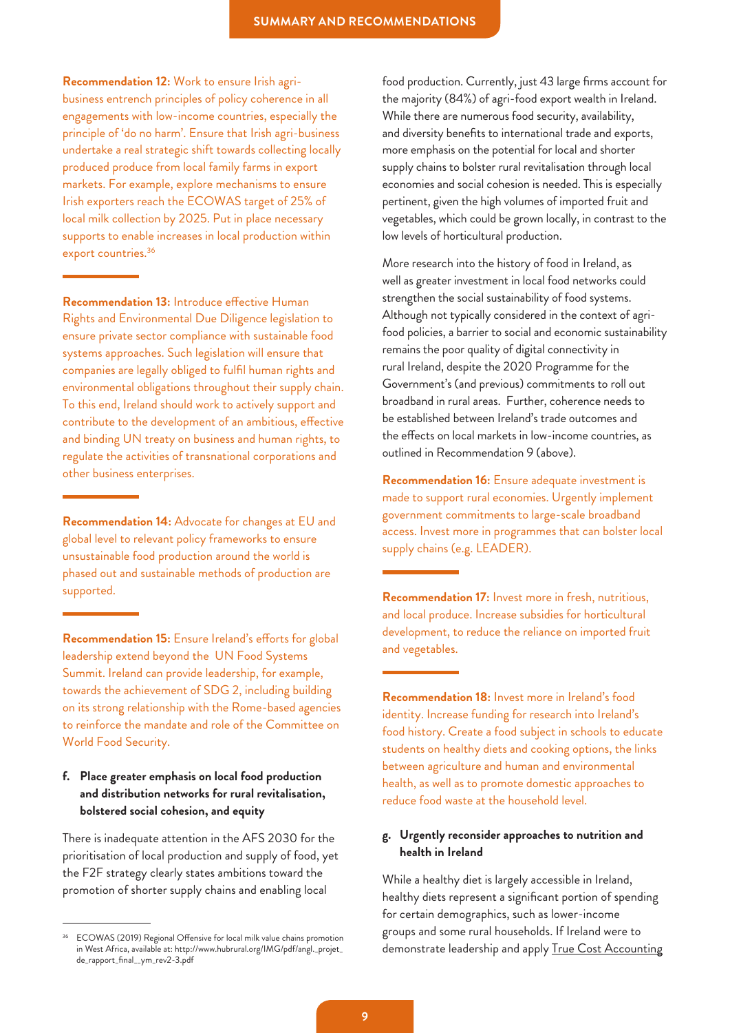**Recommendation 12:** Work to ensure Irish agri-business entrench principles of policy coherence in all engagements with low-income countries, especially the principle of 'do no harm'. Ensure that Irish agri-business undertake a real strategic shift towards collecting locally produced produce from local family farms in export markets. For example, explore mechanisms to ensure Irish exporters reach the ECOWAS target of 25% of local milk collection by 2025. Put in place necessary supports to enable increases in local production within export countries.[36]

**Recommendation 13:** Introduce effective Human Rights and Environmental Due Diligence legislation to ensure private sector compliance with sustainable food systems approaches. Such legislation will ensure that companies are legally obliged to fulfil human rights and environmental obligations throughout their supply chain. To this end, Ireland should work to actively support and contribute to the development of an ambitious, effective and binding UN treaty on business and human rights, to regulate the activities of transnational corporations and other business enterprises.

**Recommendation 14:** Advocate for changes at EU and global level to relevant policy frameworks to ensure unsustainable food production around the world is phased out and sustainable methods of production are supported.

**Recommendation 15:** Ensure Ireland's efforts for global leadership extend beyond the UN Food Systems Summit. Ireland can provide leadership, for example, towards the achievement of SDG 2, including building on its strong relationship with the Rome-based agencies to reinforce the mandate and role of the Committee on World Food Security.

### f. Place greater emphasis on local food production and distribution networks for rural revitalisation, bolstered social cohesion, and equity

There is inadequate attention in the AFS 2030 for the prioritisation of local production and supply of food, yet the F2F strategy clearly states ambitions toward the promotion of shorter supply chains and enabling local food production. Currently, just 43 large firms account for the majority (84%) of agri-food export wealth in Ireland. While there are numerous food security, availability, and diversity benefits to international trade and exports, more emphasis on the potential for local and shorter supply chains to bolster rural revitalisation through local economies and social cohesion is needed. This is especially pertinent, given the high volumes of imported fruit and vegetables, which could be grown locally, in contrast to the low levels of horticultural production.

More research into the history of food in Ireland, as well as greater investment in local food networks could strengthen the social sustainability of food systems. Although not typically considered in the context of agri-food policies, a barrier to social and economic sustainability remains the poor quality of digital connectivity in rural Ireland, despite the 2020 Programme for the Government's (and previous) commitments to roll out broadband in rural areas. Further, coherence needs to be established between Ireland's trade outcomes and the effects on local markets in low-income countries, as outlined in Recommendation 9 (above).

**Recommendation 16:** Ensure adequate investment is made to support rural economies. Urgently implement government commitments to large-scale broadband access. Invest more in programmes that can bolster local supply chains (e.g. LEADER).

**Recommendation 17:** Invest more in fresh, nutritious, and local produce. Increase subsidies for horticultural development, to reduce the reliance on imported fruit and vegetables.

**Recommendation 18:** Invest more in Ireland's food identity. Increase funding for research into Ireland's food history. Create a food subject in schools to educate students on healthy diets and cooking options, the links between agriculture and human and environmental health, as well as to promote domestic approaches to reduce food waste at the household level.

### g. Urgently reconsider approaches to nutrition and health in Ireland

While a healthy diet is largely accessible in Ireland, healthy diets represent a significant portion of spending for certain demographics, such as lower-income groups and some rural households. If Ireland were to demonstrate leadership and apply True Cost Accounting

---

[36] ECOWAS (2019) Regional Offensive for local milk value chains promotion in West Africa, available at: http://www.hubrural.org/IMG/pdf/angl._projet_de_rapport_final__ym_rev2-3.pdf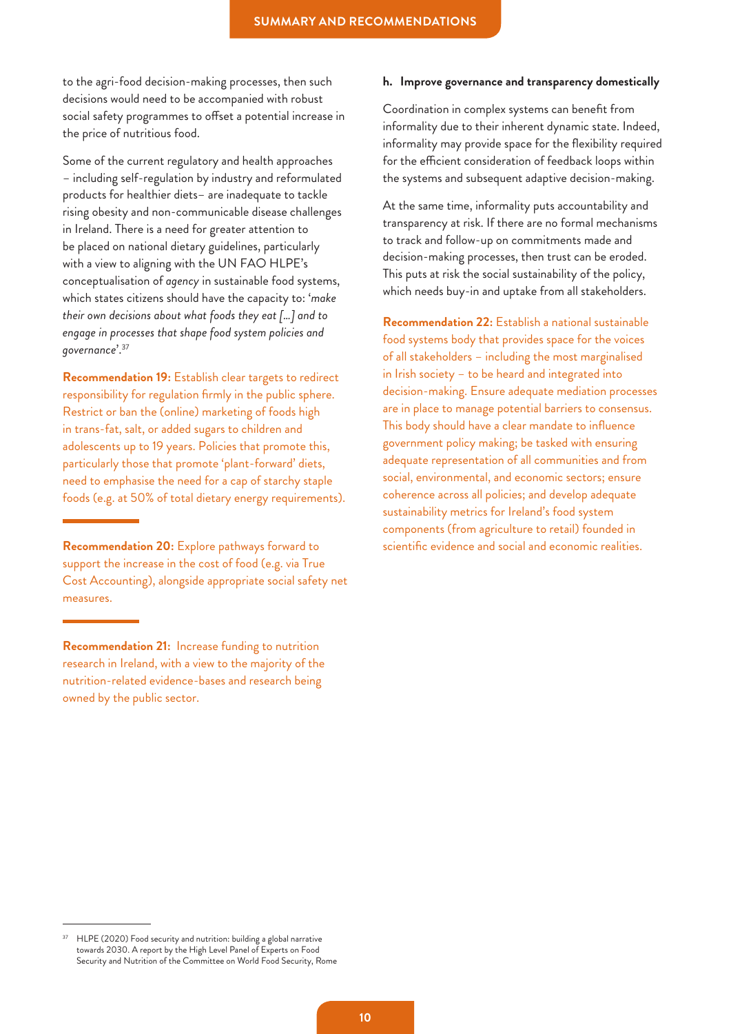to the agri-food decision-making processes, then such decisions would need to be accompanied with robust social safety programmes to offset a potential increase in the price of nutritious food.

Some of the current regulatory and health approaches – including self-regulation by industry and reformulated products for healthier diets– are inadequate to tackle rising obesity and non-communicable disease challenges in Ireland. There is a need for greater attention to be placed on national dietary guidelines, particularly with a view to aligning with the UN FAO HLPE's conceptualisation of *agency* in sustainable food systems, which states citizens should have the capacity to: '*make their own decisions about what foods they eat [...] and to engage in processes that shape food system policies and governance*'.[37]

**Recommendation 19:** Establish clear targets to redirect responsibility for regulation firmly in the public sphere. Restrict or ban the (online) marketing of foods high in trans-fat, salt, or added sugars to children and adolescents up to 19 years. Policies that promote this, particularly those that promote 'plant-forward' diets, need to emphasise the need for a cap of starchy staple foods (e.g. at 50% of total dietary energy requirements).

**Recommendation 20:** Explore pathways forward to support the increase in the cost of food (e.g. via True Cost Accounting), alongside appropriate social safety net measures.

**Recommendation 21:** Increase funding to nutrition research in Ireland, with a view to the majority of the nutrition-related evidence-bases and research being owned by the public sector.

**h. Improve governance and transparency domestically**

Coordination in complex systems can benefit from informality due to their inherent dynamic state. Indeed, informality may provide space for the flexibility required for the efficient consideration of feedback loops within the systems and subsequent adaptive decision-making.

At the same time, informality puts accountability and transparency at risk. If there are no formal mechanisms to track and follow-up on commitments made and decision-making processes, then trust can be eroded. This puts at risk the social sustainability of the policy, which needs buy-in and uptake from all stakeholders.

**Recommendation 22:** Establish a national sustainable food systems body that provides space for the voices of all stakeholders – including the most marginalised in Irish society – to be heard and integrated into decision-making. Ensure adequate mediation processes are in place to manage potential barriers to consensus. This body should have a clear mandate to influence government policy making; be tasked with ensuring adequate representation of all communities and from social, environmental, and economic sectors; ensure coherence across all policies; and develop adequate sustainability metrics for Ireland's food system components (from agriculture to retail) founded in scientific evidence and social and economic realities.

[37] HLPE (2020) Food security and nutrition: building a global narrative towards 2030. A report by the High Level Panel of Experts on Food Security and Nutrition of the Committee on World Food Security, Rome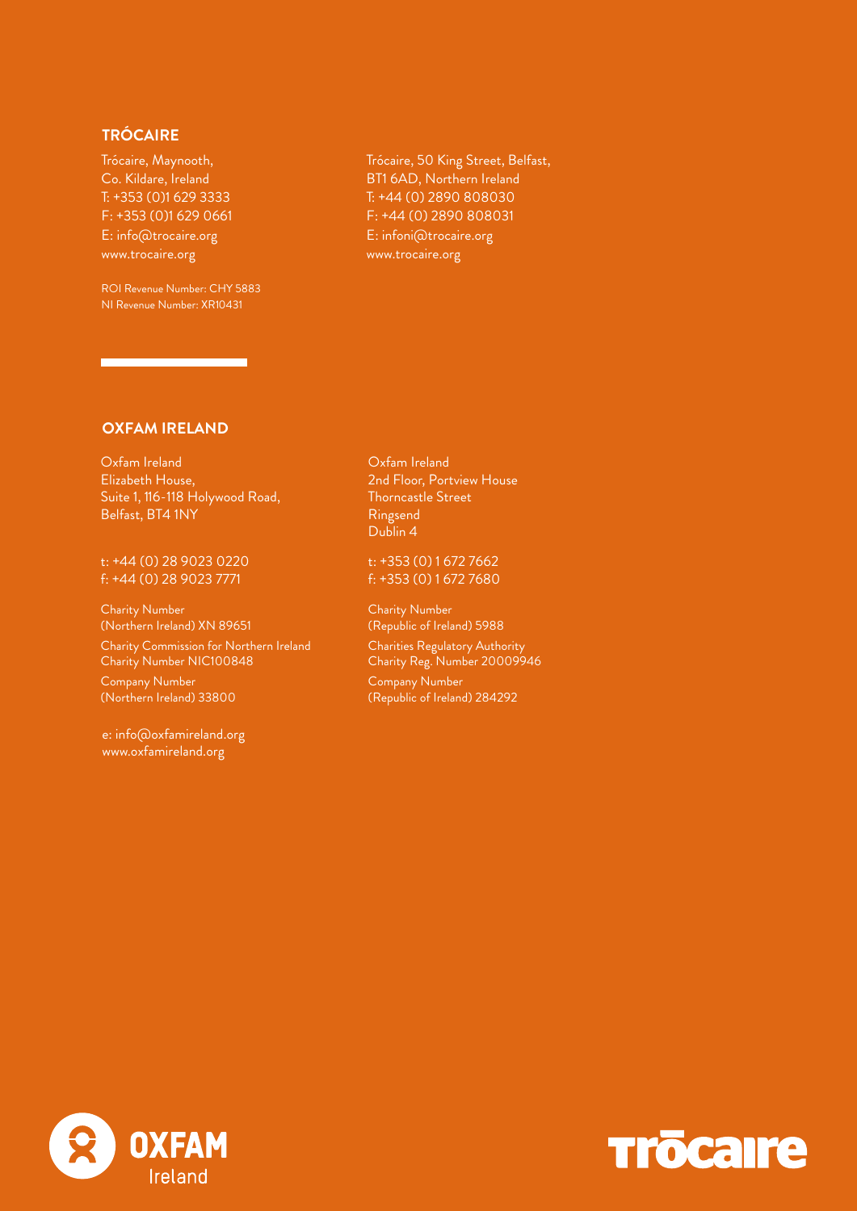## TRÓCAIRE

Trócaire, Maynooth,
Co. Kildare, Ireland
T: +353 (0)1 629 3333
F: +353 (0)1 629 0661
E: info@trocaire.org
www.trocaire.org

ROI Revenue Number: CHY 5883
NI Revenue Number: XR10431

Trócaire, 50 King Street, Belfast,
BT1 6AD, Northern Ireland
T: +44 (0) 2890 808030
F: +44 (0) 2890 808031
E: infoni@trocaire.org
www.trocaire.org

## OXFAM IRELAND

Oxfam Ireland
Elizabeth House,
Suite 1, 116-118 Holywood Road,
Belfast, BT4 1NY

t: +44 (0) 28 9023 0220
f: +44 (0) 28 9023 7771

Charity Number
(Northern Ireland) XN 89651

Charity Commission for Northern Ireland
Charity Number NIC100848

Company Number
(Northern Ireland) 33800

e: info@oxfamireland.org
www.oxfamireland.org

Oxfam Ireland
2nd Floor, Portview House
Thorncastle Street
Ringsend
Dublin 4

t: +353 (0) 1 672 7662
f: +353 (0) 1 672 7680

Charity Number
(Republic of Ireland) 5988

Charities Regulatory Authority
Charity Reg. Number 20009946

Company Number
(Republic of Ireland) 284292

OXFAM Ireland

Trócaire